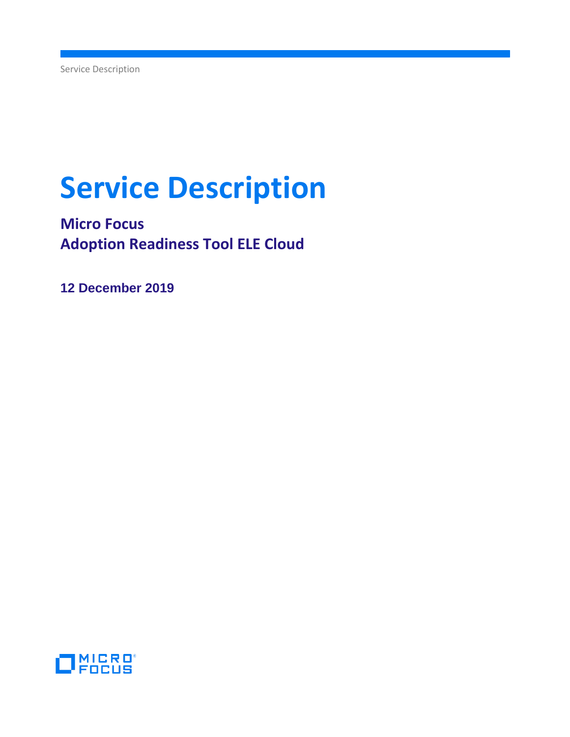# Service Description

## Micro Focus
## Adoption Readiness Tool ELE Cloud

**12 December 2019**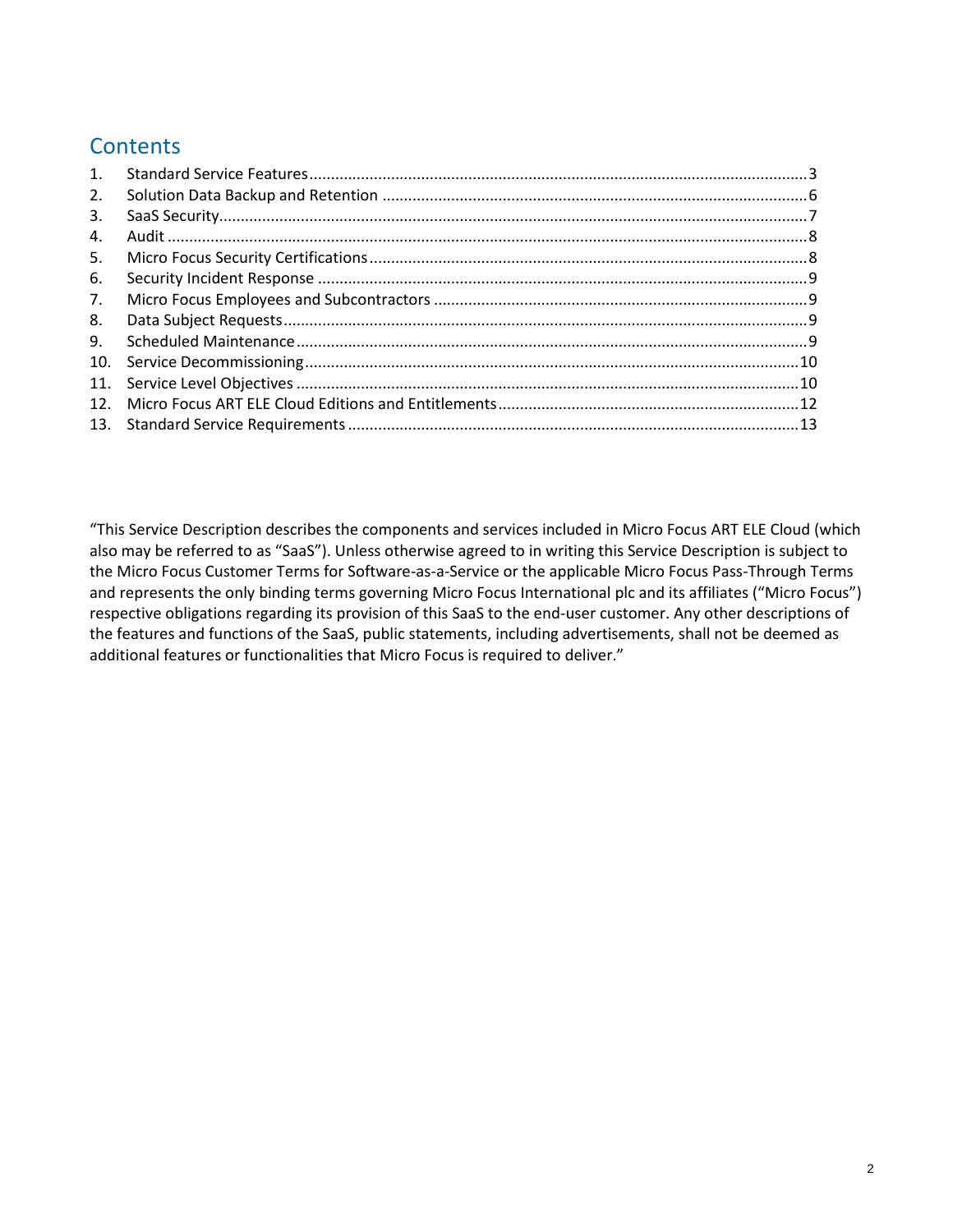## Contents

1. Standard Service Features ... 3
2. Solution Data Backup and Retention ... 6
3. SaaS Security ... 7
4. Audit ... 8
5. Micro Focus Security Certifications ... 8
6. Security Incident Response ... 9
7. Micro Focus Employees and Subcontractors ... 9
8. Data Subject Requests ... 9
9. Scheduled Maintenance ... 9
10. Service Decommissioning ... 10
11. Service Level Objectives ... 10
12. Micro Focus ART ELE Cloud Editions and Entitlements ... 12
13. Standard Service Requirements ... 13

"This Service Description describes the components and services included in Micro Focus ART ELE Cloud (which also may be referred to as "SaaS"). Unless otherwise agreed to in writing this Service Description is subject to the Micro Focus Customer Terms for Software-as-a-Service or the applicable Micro Focus Pass-Through Terms and represents the only binding terms governing Micro Focus International plc and its affiliates ("Micro Focus") respective obligations regarding its provision of this SaaS to the end-user customer. Any other descriptions of the features and functions of the SaaS, public statements, including advertisements, shall not be deemed as additional features or functionalities that Micro Focus is required to deliver."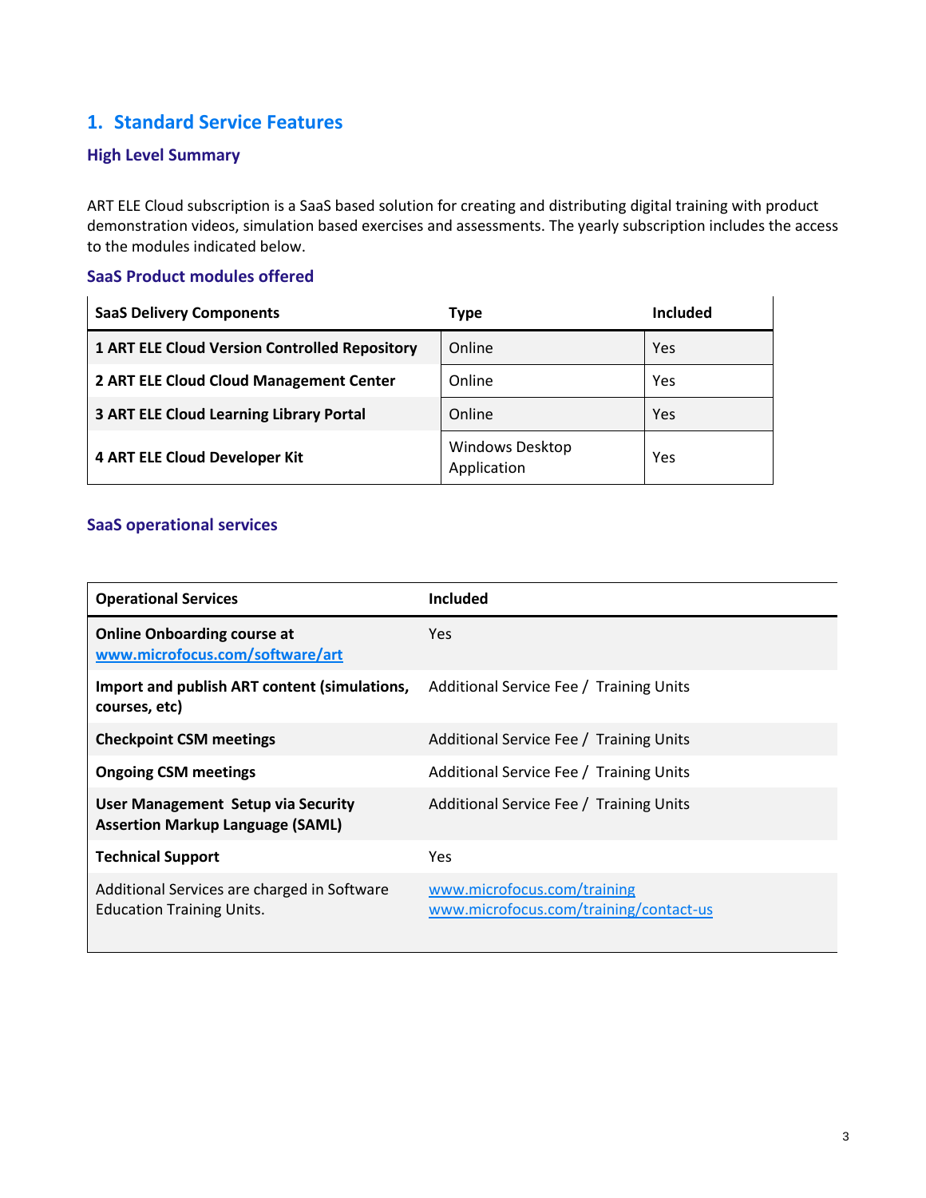## 1. Standard Service Features

### High Level Summary

ART ELE Cloud subscription is a SaaS based solution for creating and distributing digital training with product demonstration videos, simulation based exercises and assessments. The yearly subscription includes the access to the modules indicated below.

### SaaS Product modules offered

| SaaS Delivery Components | Type | Included |
|---|---|---|
| **1 ART ELE Cloud Version Controlled Repository** | Online | Yes |
| **2 ART ELE Cloud Cloud Management Center** | Online | Yes |
| **3 ART ELE Cloud Learning Library Portal** | Online | Yes |
| **4 ART ELE Cloud Developer Kit** | Windows Desktop Application | Yes |

### SaaS operational services

| Operational Services | Included |
|---|---|
| **Online Onboarding course at www.microfocus.com/software/art** | Yes |
| **Import and publish ART content (simulations, courses, etc)** | Additional Service Fee / Training Units |
| **Checkpoint CSM meetings** | Additional Service Fee / Training Units |
| **Ongoing CSM meetings** | Additional Service Fee / Training Units |
| **User Management Setup via Security Assertion Markup Language (SAML)** | Additional Service Fee / Training Units |
| **Technical Support** | Yes |
| Additional Services are charged in Software Education Training Units. | www.microfocus.com/training www.microfocus.com/training/contact-us |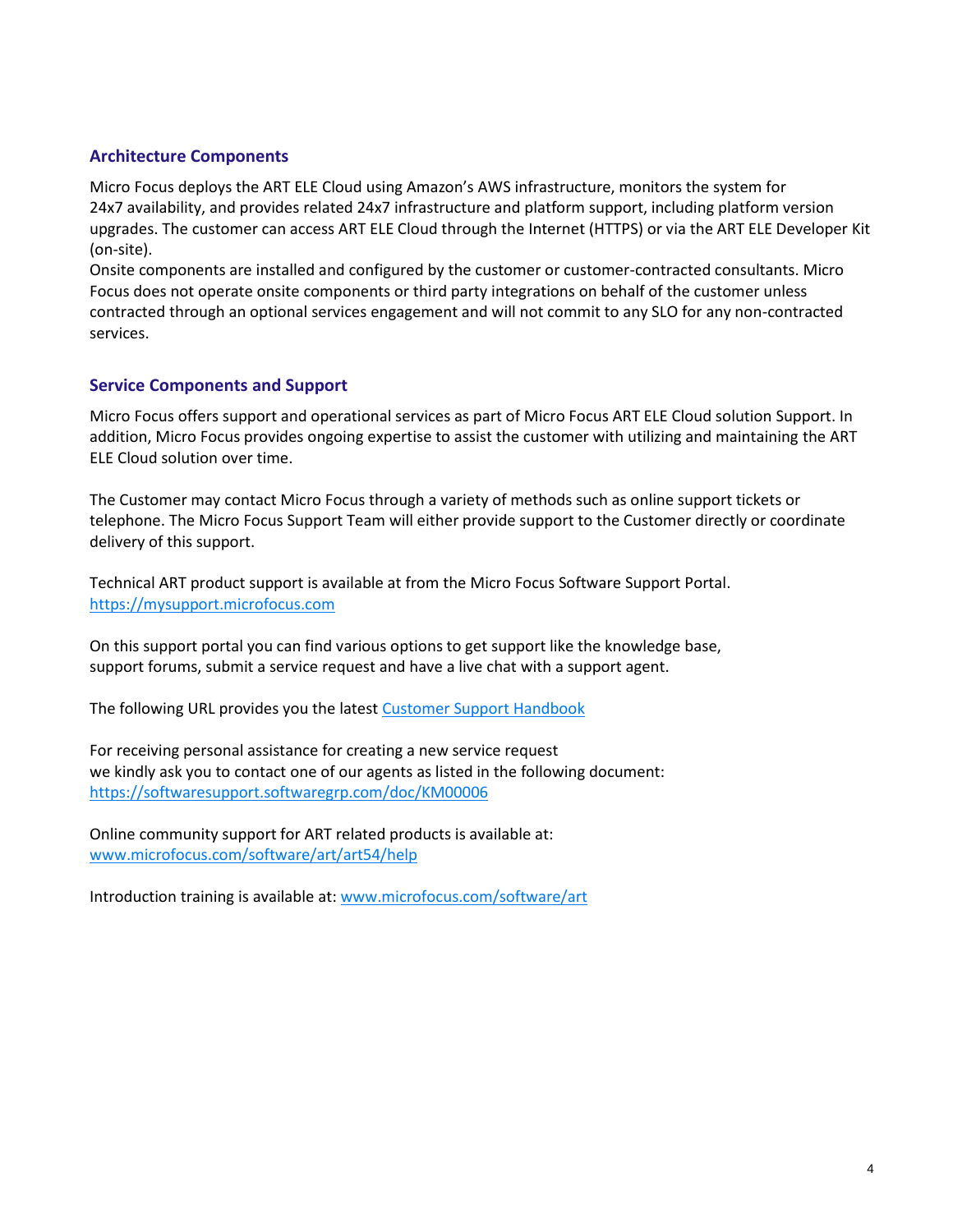## Architecture Components

Micro Focus deploys the ART ELE Cloud using Amazon's AWS infrastructure, monitors the system for 24x7 availability, and provides related 24x7 infrastructure and platform support, including platform version upgrades. The customer can access ART ELE Cloud through the Internet (HTTPS) or via the ART ELE Developer Kit (on-site).
Onsite components are installed and configured by the customer or customer-contracted consultants. Micro Focus does not operate onsite components or third party integrations on behalf of the customer unless contracted through an optional services engagement and will not commit to any SLO for any non-contracted services.

## Service Components and Support

Micro Focus offers support and operational services as part of Micro Focus ART ELE Cloud solution Support. In addition, Micro Focus provides ongoing expertise to assist the customer with utilizing and maintaining the ART ELE Cloud solution over time.

The Customer may contact Micro Focus through a variety of methods such as online support tickets or telephone. The Micro Focus Support Team will either provide support to the Customer directly or coordinate delivery of this support.

Technical ART product support is available at from the Micro Focus Software Support Portal.
https://mysupport.microfocus.com

On this support portal you can find various options to get support like the knowledge base, support forums, submit a service request and have a live chat with a support agent.

The following URL provides you the latest Customer Support Handbook

For receiving personal assistance for creating a new service request
we kindly ask you to contact one of our agents as listed in the following document:
https://softwaresupport.softwaregrp.com/doc/KM00006

Online community support for ART related products is available at:
www.microfocus.com/software/art/art54/help

Introduction training is available at: www.microfocus.com/software/art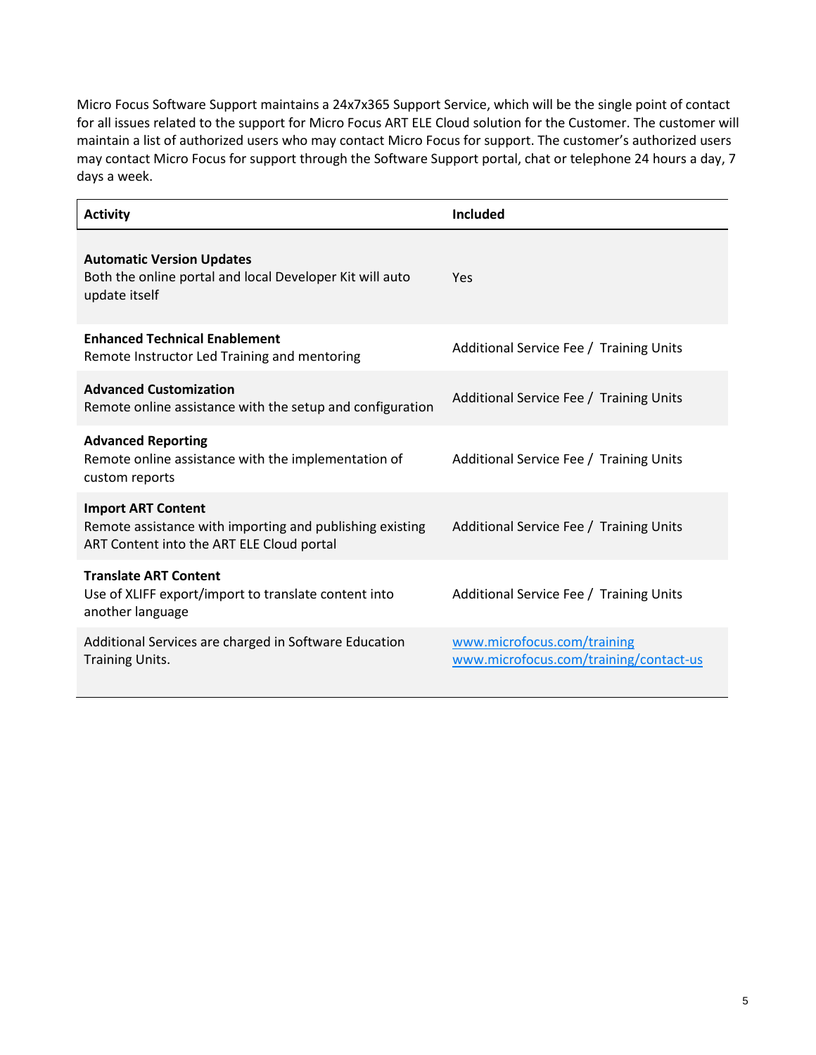Micro Focus Software Support maintains a 24x7x365 Support Service, which will be the single point of contact for all issues related to the support for Micro Focus ART ELE Cloud solution for the Customer. The customer will maintain a list of authorized users who may contact Micro Focus for support. The customer's authorized users may contact Micro Focus for support through the Software Support portal, chat or telephone 24 hours a day, 7 days a week.

| Activity | Included |
| --- | --- |
| **Automatic Version Updates**<br>Both the online portal and local Developer Kit will auto update itself | Yes |
| **Enhanced Technical Enablement**<br>Remote Instructor Led Training and mentoring | Additional Service Fee / Training Units |
| **Advanced Customization**<br>Remote online assistance with the setup and configuration | Additional Service Fee / Training Units |
| **Advanced Reporting**<br>Remote online assistance with the implementation of custom reports | Additional Service Fee / Training Units |
| **Import ART Content**<br>Remote assistance with importing and publishing existing ART Content into the ART ELE Cloud portal | Additional Service Fee / Training Units |
| **Translate ART Content**<br>Use of XLIFF export/import to translate content into another language | Additional Service Fee / Training Units |
| Additional Services are charged in Software Education Training Units. | [www.microfocus.com/training](http://www.microfocus.com/training)<br>[www.microfocus.com/training/contact-us](http://www.microfocus.com/training/contact-us) |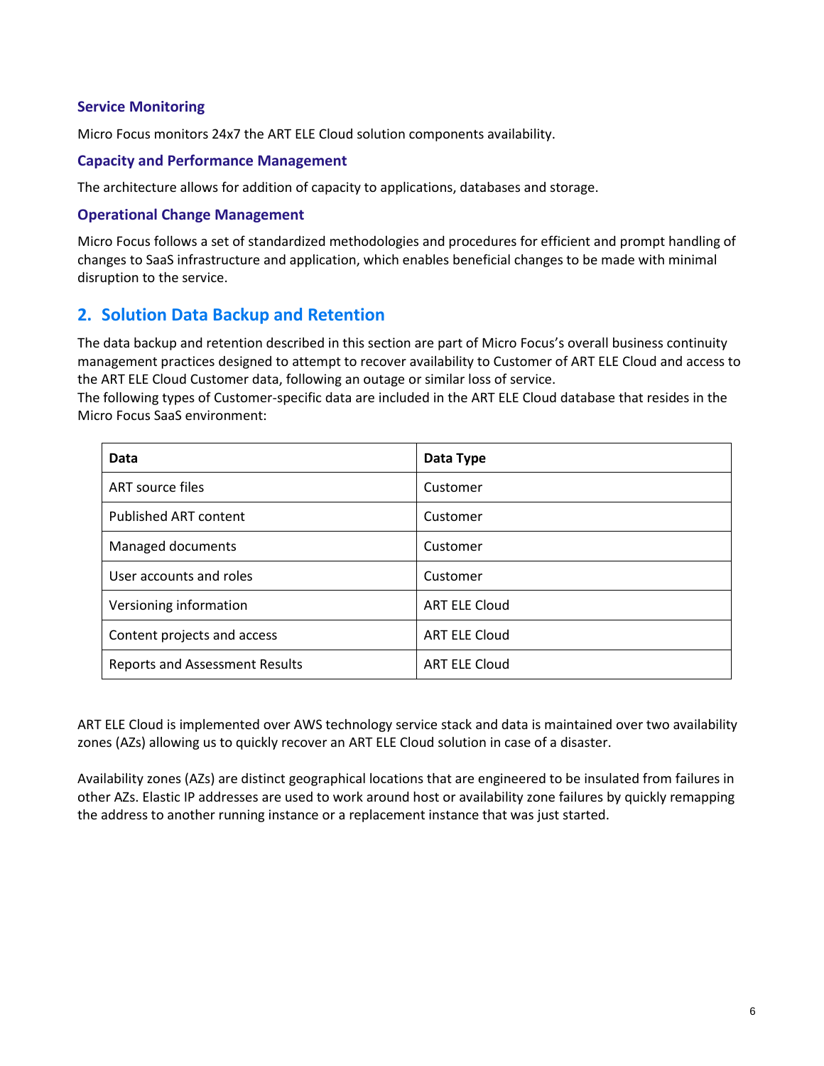### Service Monitoring

Micro Focus monitors 24x7 the ART ELE Cloud solution components availability.

### Capacity and Performance Management

The architecture allows for addition of capacity to applications, databases and storage.

### Operational Change Management

Micro Focus follows a set of standardized methodologies and procedures for efficient and prompt handling of changes to SaaS infrastructure and application, which enables beneficial changes to be made with minimal disruption to the service.

## 2. Solution Data Backup and Retention

The data backup and retention described in this section are part of Micro Focus's overall business continuity management practices designed to attempt to recover availability to Customer of ART ELE Cloud and access to the ART ELE Cloud Customer data, following an outage or similar loss of service.
The following types of Customer-specific data are included in the ART ELE Cloud database that resides in the Micro Focus SaaS environment:

| Data | Data Type |
| --- | --- |
| ART source files | Customer |
| Published ART content | Customer |
| Managed documents | Customer |
| User accounts and roles | Customer |
| Versioning information | ART ELE Cloud |
| Content projects and access | ART ELE Cloud |
| Reports and Assessment Results | ART ELE Cloud |

ART ELE Cloud is implemented over AWS technology service stack and data is maintained over two availability zones (AZs) allowing us to quickly recover an ART ELE Cloud solution in case of a disaster.

Availability zones (AZs) are distinct geographical locations that are engineered to be insulated from failures in other AZs. Elastic IP addresses are used to work around host or availability zone failures by quickly remapping the address to another running instance or a replacement instance that was just started.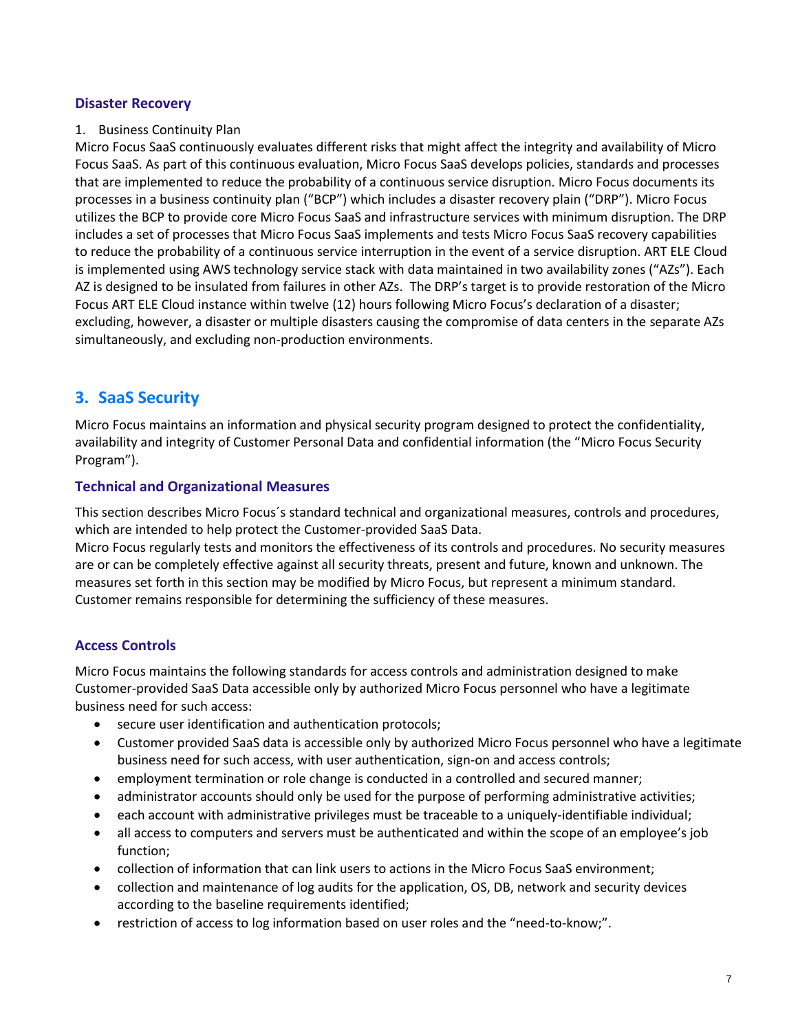### Disaster Recovery

1. Business Continuity Plan

Micro Focus SaaS continuously evaluates different risks that might affect the integrity and availability of Micro Focus SaaS. As part of this continuous evaluation, Micro Focus SaaS develops policies, standards and processes that are implemented to reduce the probability of a continuous service disruption. Micro Focus documents its processes in a business continuity plan ("BCP") which includes a disaster recovery plain ("DRP"). Micro Focus utilizes the BCP to provide core Micro Focus SaaS and infrastructure services with minimum disruption. The DRP includes a set of processes that Micro Focus SaaS implements and tests Micro Focus SaaS recovery capabilities to reduce the probability of a continuous service interruption in the event of a service disruption. ART ELE Cloud is implemented using AWS technology service stack with data maintained in two availability zones ("AZs"). Each AZ is designed to be insulated from failures in other AZs. The DRP's target is to provide restoration of the Micro Focus ART ELE Cloud instance within twelve (12) hours following Micro Focus's declaration of a disaster; excluding, however, a disaster or multiple disasters causing the compromise of data centers in the separate AZs simultaneously, and excluding non-production environments.

## 3. SaaS Security

Micro Focus maintains an information and physical security program designed to protect the confidentiality, availability and integrity of Customer Personal Data and confidential information (the "Micro Focus Security Program").

### Technical and Organizational Measures

This section describes Micro Focus´s standard technical and organizational measures, controls and procedures, which are intended to help protect the Customer-provided SaaS Data.
Micro Focus regularly tests and monitors the effectiveness of its controls and procedures. No security measures are or can be completely effective against all security threats, present and future, known and unknown. The measures set forth in this section may be modified by Micro Focus, but represent a minimum standard. Customer remains responsible for determining the sufficiency of these measures.

### Access Controls

Micro Focus maintains the following standards for access controls and administration designed to make Customer-provided SaaS Data accessible only by authorized Micro Focus personnel who have a legitimate business need for such access:

- secure user identification and authentication protocols;
- Customer provided SaaS data is accessible only by authorized Micro Focus personnel who have a legitimate business need for such access, with user authentication, sign-on and access controls;
- employment termination or role change is conducted in a controlled and secured manner;
- administrator accounts should only be used for the purpose of performing administrative activities;
- each account with administrative privileges must be traceable to a uniquely-identifiable individual;
- all access to computers and servers must be authenticated and within the scope of an employee's job function;
- collection of information that can link users to actions in the Micro Focus SaaS environment;
- collection and maintenance of log audits for the application, OS, DB, network and security devices according to the baseline requirements identified;
- restriction of access to log information based on user roles and the "need-to-know;".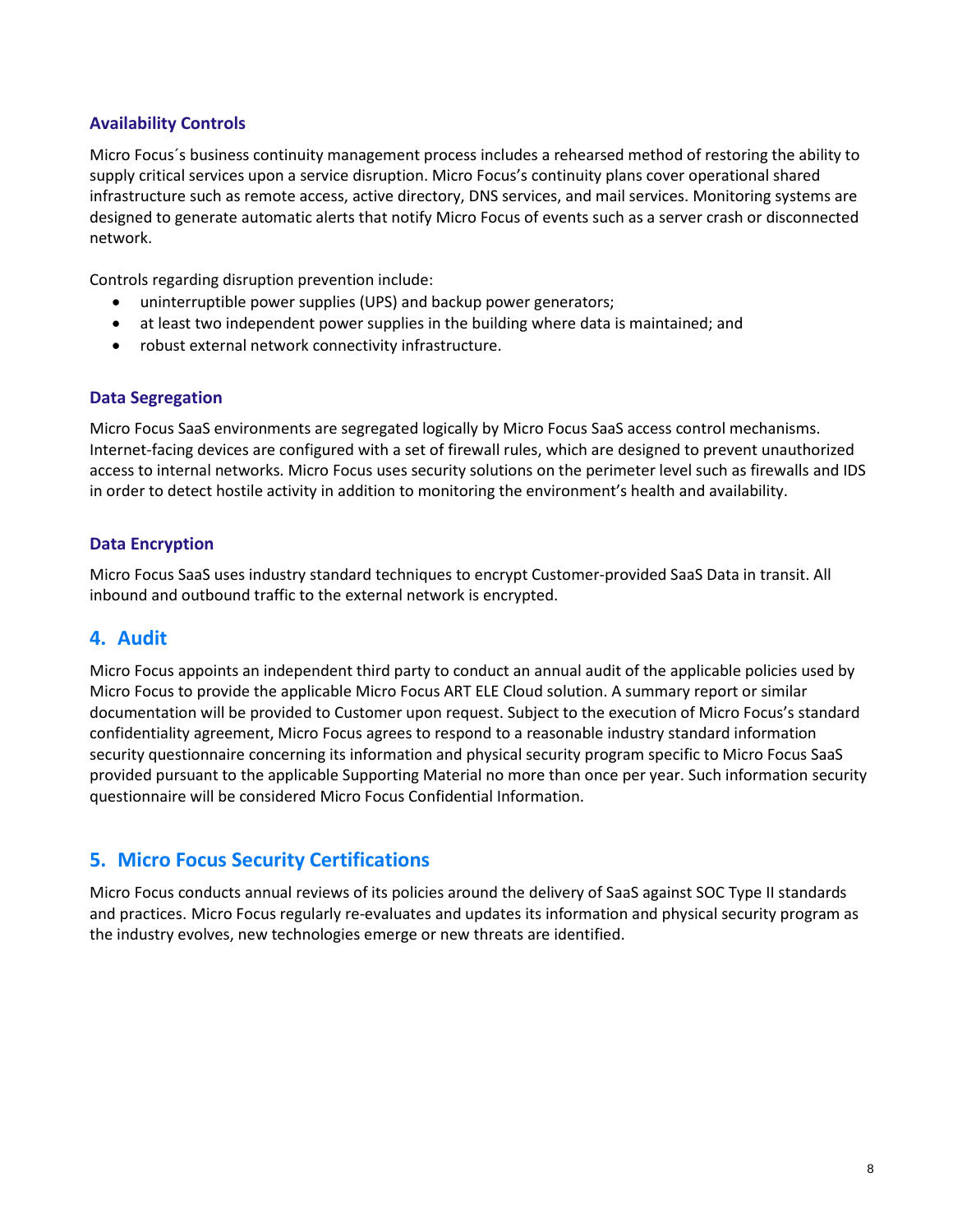### Availability Controls

Micro Focus´s business continuity management process includes a rehearsed method of restoring the ability to supply critical services upon a service disruption. Micro Focus's continuity plans cover operational shared infrastructure such as remote access, active directory, DNS services, and mail services. Monitoring systems are designed to generate automatic alerts that notify Micro Focus of events such as a server crash or disconnected network.

Controls regarding disruption prevention include:

- uninterruptible power supplies (UPS) and backup power generators;
- at least two independent power supplies in the building where data is maintained; and
- robust external network connectivity infrastructure.

### Data Segregation

Micro Focus SaaS environments are segregated logically by Micro Focus SaaS access control mechanisms. Internet-facing devices are configured with a set of firewall rules, which are designed to prevent unauthorized access to internal networks. Micro Focus uses security solutions on the perimeter level such as firewalls and IDS in order to detect hostile activity in addition to monitoring the environment's health and availability.

### Data Encryption

Micro Focus SaaS uses industry standard techniques to encrypt Customer-provided SaaS Data in transit. All inbound and outbound traffic to the external network is encrypted.

## 4. Audit

Micro Focus appoints an independent third party to conduct an annual audit of the applicable policies used by Micro Focus to provide the applicable Micro Focus ART ELE Cloud solution. A summary report or similar documentation will be provided to Customer upon request. Subject to the execution of Micro Focus's standard confidentiality agreement, Micro Focus agrees to respond to a reasonable industry standard information security questionnaire concerning its information and physical security program specific to Micro Focus SaaS provided pursuant to the applicable Supporting Material no more than once per year. Such information security questionnaire will be considered Micro Focus Confidential Information.

## 5. Micro Focus Security Certifications

Micro Focus conducts annual reviews of its policies around the delivery of SaaS against SOC Type II standards and practices. Micro Focus regularly re-evaluates and updates its information and physical security program as the industry evolves, new technologies emerge or new threats are identified.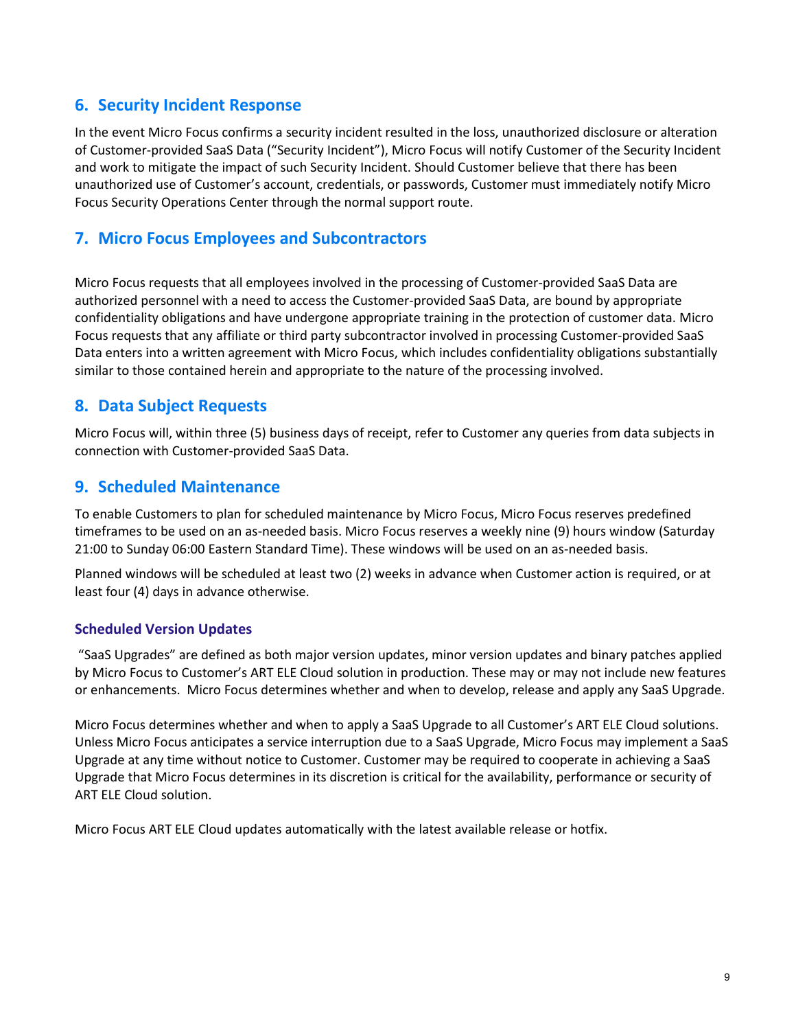## 6. Security Incident Response

In the event Micro Focus confirms a security incident resulted in the loss, unauthorized disclosure or alteration of Customer-provided SaaS Data ("Security Incident"), Micro Focus will notify Customer of the Security Incident and work to mitigate the impact of such Security Incident. Should Customer believe that there has been unauthorized use of Customer's account, credentials, or passwords, Customer must immediately notify Micro Focus Security Operations Center through the normal support route.

## 7. Micro Focus Employees and Subcontractors

Micro Focus requests that all employees involved in the processing of Customer-provided SaaS Data are authorized personnel with a need to access the Customer-provided SaaS Data, are bound by appropriate confidentiality obligations and have undergone appropriate training in the protection of customer data. Micro Focus requests that any affiliate or third party subcontractor involved in processing Customer-provided SaaS Data enters into a written agreement with Micro Focus, which includes confidentiality obligations substantially similar to those contained herein and appropriate to the nature of the processing involved.

## 8. Data Subject Requests

Micro Focus will, within three (5) business days of receipt, refer to Customer any queries from data subjects in connection with Customer-provided SaaS Data.

## 9. Scheduled Maintenance

To enable Customers to plan for scheduled maintenance by Micro Focus, Micro Focus reserves predefined timeframes to be used on an as-needed basis. Micro Focus reserves a weekly nine (9) hours window (Saturday 21:00 to Sunday 06:00 Eastern Standard Time). These windows will be used on an as-needed basis.

Planned windows will be scheduled at least two (2) weeks in advance when Customer action is required, or at least four (4) days in advance otherwise.

### Scheduled Version Updates

"SaaS Upgrades" are defined as both major version updates, minor version updates and binary patches applied by Micro Focus to Customer's ART ELE Cloud solution in production. These may or may not include new features or enhancements. Micro Focus determines whether and when to develop, release and apply any SaaS Upgrade.

Micro Focus determines whether and when to apply a SaaS Upgrade to all Customer's ART ELE Cloud solutions. Unless Micro Focus anticipates a service interruption due to a SaaS Upgrade, Micro Focus may implement a SaaS Upgrade at any time without notice to Customer. Customer may be required to cooperate in achieving a SaaS Upgrade that Micro Focus determines in its discretion is critical for the availability, performance or security of ART ELE Cloud solution.

Micro Focus ART ELE Cloud updates automatically with the latest available release or hotfix.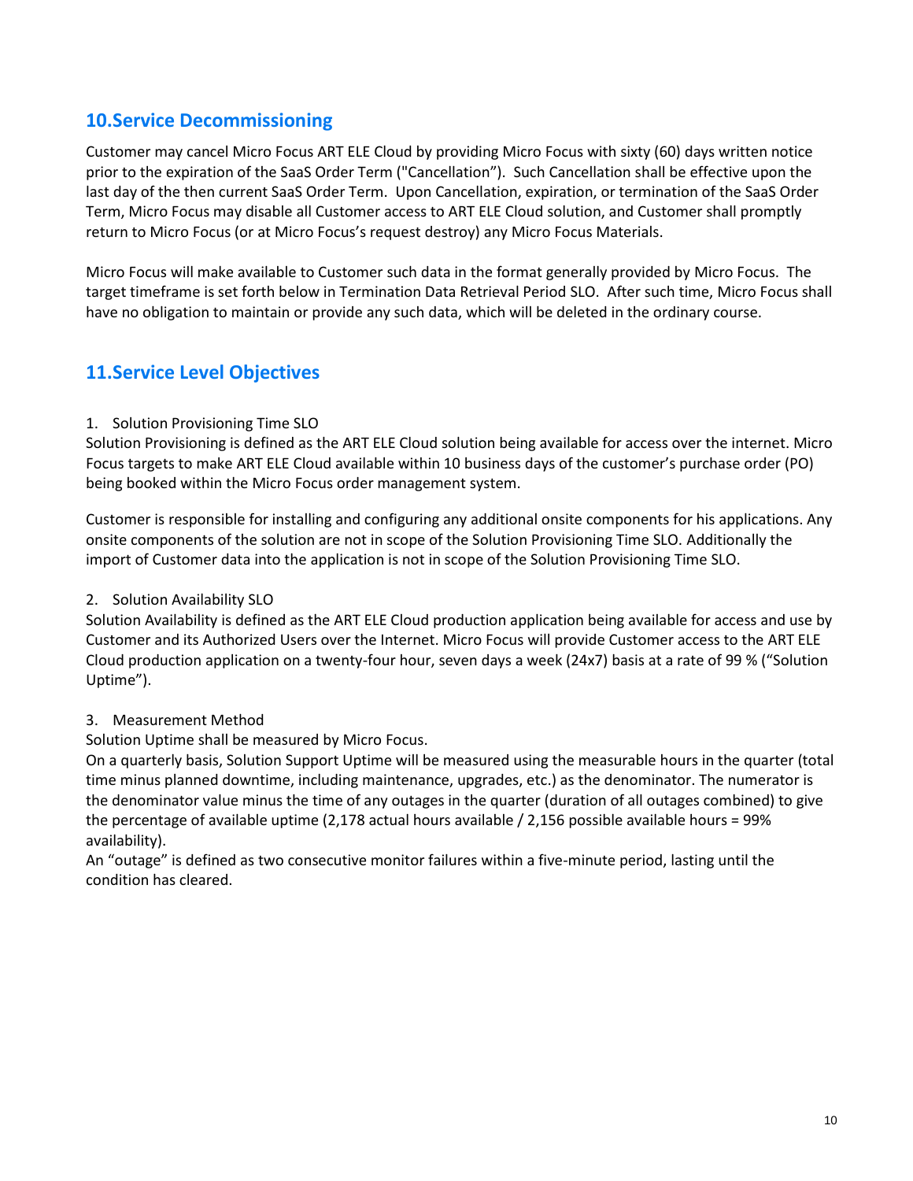## 10.Service Decommissioning

Customer may cancel Micro Focus ART ELE Cloud by providing Micro Focus with sixty (60) days written notice prior to the expiration of the SaaS Order Term ("Cancellation"). Such Cancellation shall be effective upon the last day of the then current SaaS Order Term. Upon Cancellation, expiration, or termination of the SaaS Order Term, Micro Focus may disable all Customer access to ART ELE Cloud solution, and Customer shall promptly return to Micro Focus (or at Micro Focus's request destroy) any Micro Focus Materials.

Micro Focus will make available to Customer such data in the format generally provided by Micro Focus. The target timeframe is set forth below in Termination Data Retrieval Period SLO. After such time, Micro Focus shall have no obligation to maintain or provide any such data, which will be deleted in the ordinary course.

## 11.Service Level Objectives

1. Solution Provisioning Time SLO

Solution Provisioning is defined as the ART ELE Cloud solution being available for access over the internet. Micro Focus targets to make ART ELE Cloud available within 10 business days of the customer's purchase order (PO) being booked within the Micro Focus order management system.

Customer is responsible for installing and configuring any additional onsite components for his applications. Any onsite components of the solution are not in scope of the Solution Provisioning Time SLO. Additionally the import of Customer data into the application is not in scope of the Solution Provisioning Time SLO.

2. Solution Availability SLO

Solution Availability is defined as the ART ELE Cloud production application being available for access and use by Customer and its Authorized Users over the Internet. Micro Focus will provide Customer access to the ART ELE Cloud production application on a twenty-four hour, seven days a week (24x7) basis at a rate of 99 % ("Solution Uptime").

3. Measurement Method

Solution Uptime shall be measured by Micro Focus.
On a quarterly basis, Solution Support Uptime will be measured using the measurable hours in the quarter (total time minus planned downtime, including maintenance, upgrades, etc.) as the denominator. The numerator is the denominator value minus the time of any outages in the quarter (duration of all outages combined) to give the percentage of available uptime (2,178 actual hours available / 2,156 possible available hours = 99% availability).
An "outage" is defined as two consecutive monitor failures within a five-minute period, lasting until the condition has cleared.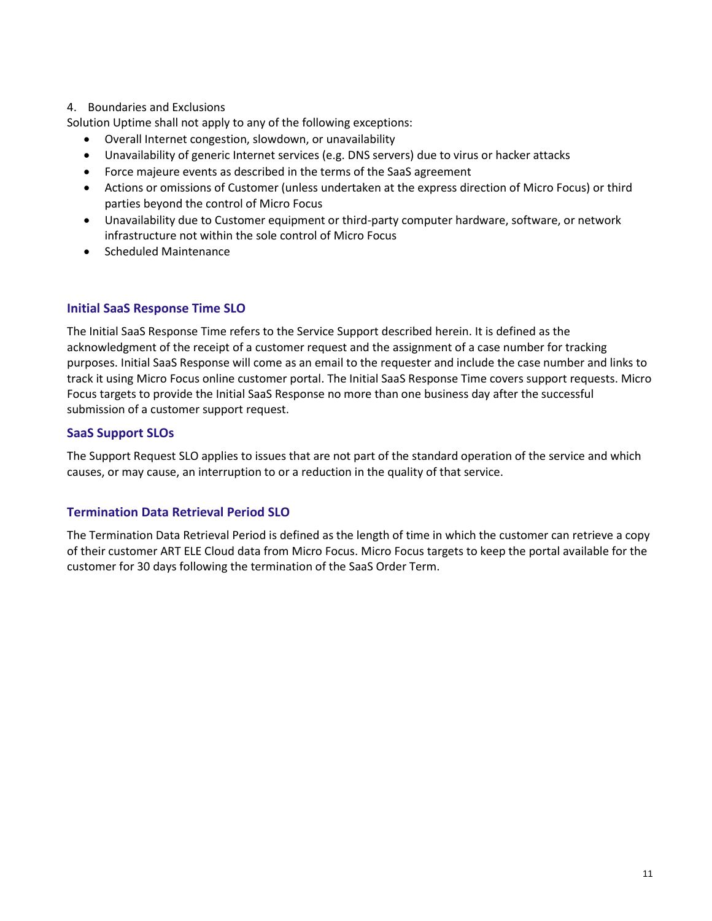4. Boundaries and Exclusions

Solution Uptime shall not apply to any of the following exceptions:

- Overall Internet congestion, slowdown, or unavailability
- Unavailability of generic Internet services (e.g. DNS servers) due to virus or hacker attacks
- Force majeure events as described in the terms of the SaaS agreement
- Actions or omissions of Customer (unless undertaken at the express direction of Micro Focus) or third parties beyond the control of Micro Focus
- Unavailability due to Customer equipment or third-party computer hardware, software, or network infrastructure not within the sole control of Micro Focus
- Scheduled Maintenance

### Initial SaaS Response Time SLO

The Initial SaaS Response Time refers to the Service Support described herein. It is defined as the acknowledgment of the receipt of a customer request and the assignment of a case number for tracking purposes. Initial SaaS Response will come as an email to the requester and include the case number and links to track it using Micro Focus online customer portal. The Initial SaaS Response Time covers support requests. Micro Focus targets to provide the Initial SaaS Response no more than one business day after the successful submission of a customer support request.

### SaaS Support SLOs

The Support Request SLO applies to issues that are not part of the standard operation of the service and which causes, or may cause, an interruption to or a reduction in the quality of that service.

### Termination Data Retrieval Period SLO

The Termination Data Retrieval Period is defined as the length of time in which the customer can retrieve a copy of their customer ART ELE Cloud data from Micro Focus. Micro Focus targets to keep the portal available for the customer for 30 days following the termination of the SaaS Order Term.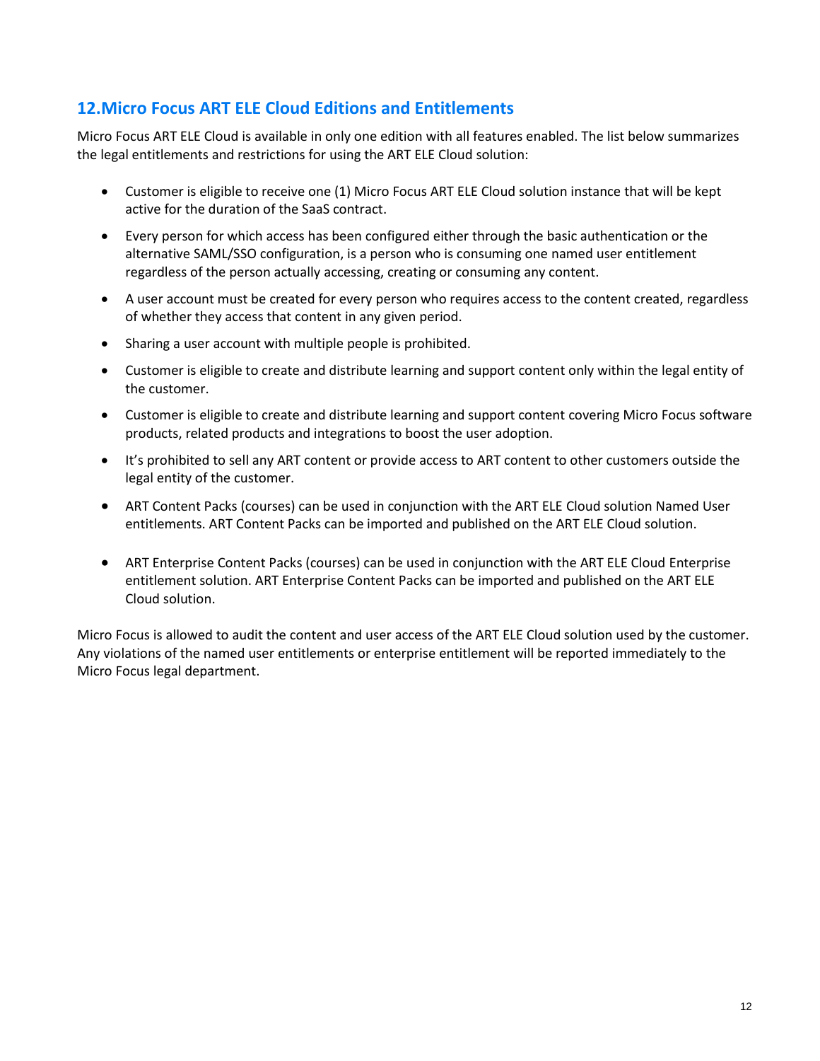## 12. Micro Focus ART ELE Cloud Editions and Entitlements

Micro Focus ART ELE Cloud is available in only one edition with all features enabled. The list below summarizes the legal entitlements and restrictions for using the ART ELE Cloud solution:

- Customer is eligible to receive one (1) Micro Focus ART ELE Cloud solution instance that will be kept active for the duration of the SaaS contract.
- Every person for which access has been configured either through the basic authentication or the alternative SAML/SSO configuration, is a person who is consuming one named user entitlement regardless of the person actually accessing, creating or consuming any content.
- A user account must be created for every person who requires access to the content created, regardless of whether they access that content in any given period.
- Sharing a user account with multiple people is prohibited.
- Customer is eligible to create and distribute learning and support content only within the legal entity of the customer.
- Customer is eligible to create and distribute learning and support content covering Micro Focus software products, related products and integrations to boost the user adoption.
- It's prohibited to sell any ART content or provide access to ART content to other customers outside the legal entity of the customer.
- ART Content Packs (courses) can be used in conjunction with the ART ELE Cloud solution Named User entitlements. ART Content Packs can be imported and published on the ART ELE Cloud solution.
- ART Enterprise Content Packs (courses) can be used in conjunction with the ART ELE Cloud Enterprise entitlement solution. ART Enterprise Content Packs can be imported and published on the ART ELE Cloud solution.

Micro Focus is allowed to audit the content and user access of the ART ELE Cloud solution used by the customer. Any violations of the named user entitlements or enterprise entitlement will be reported immediately to the Micro Focus legal department.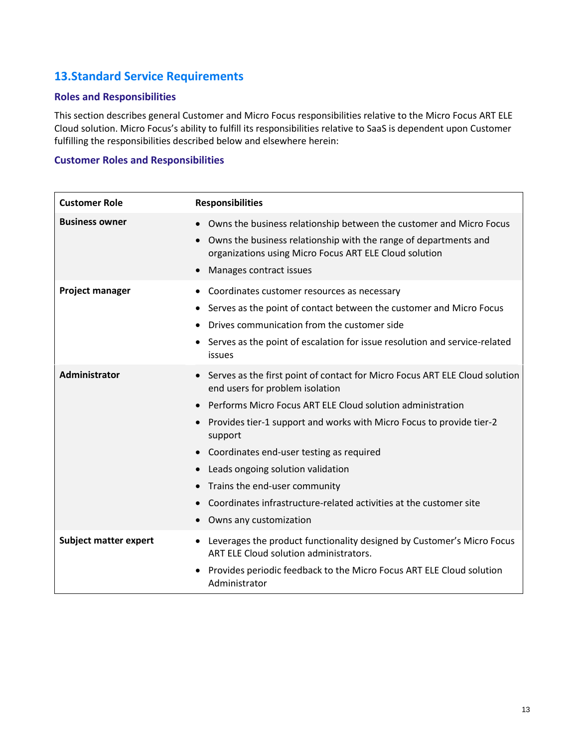## 13.Standard Service Requirements

### Roles and Responsibilities

This section describes general Customer and Micro Focus responsibilities relative to the Micro Focus ART ELE Cloud solution. Micro Focus's ability to fulfill its responsibilities relative to SaaS is dependent upon Customer fulfilling the responsibilities described below and elsewhere herein:

### Customer Roles and Responsibilities

| Customer Role | Responsibilities |
|---|---|
| **Business owner** | • Owns the business relationship between the customer and Micro Focus<br>• Owns the business relationship with the range of departments and organizations using Micro Focus ART ELE Cloud solution<br>• Manages contract issues |
| **Project manager** | • Coordinates customer resources as necessary<br>• Serves as the point of contact between the customer and Micro Focus<br>• Drives communication from the customer side<br>• Serves as the point of escalation for issue resolution and service-related issues |
| **Administrator** | • Serves as the first point of contact for Micro Focus ART ELE Cloud solution end users for problem isolation<br>• Performs Micro Focus ART ELE Cloud solution administration<br>• Provides tier-1 support and works with Micro Focus to provide tier-2 support<br>• Coordinates end-user testing as required<br>• Leads ongoing solution validation<br>• Trains the end-user community<br>• Coordinates infrastructure-related activities at the customer site<br>• Owns any customization |
| **Subject matter expert** | • Leverages the product functionality designed by Customer's Micro Focus ART ELE Cloud solution administrators.<br>• Provides periodic feedback to the Micro Focus ART ELE Cloud solution Administrator |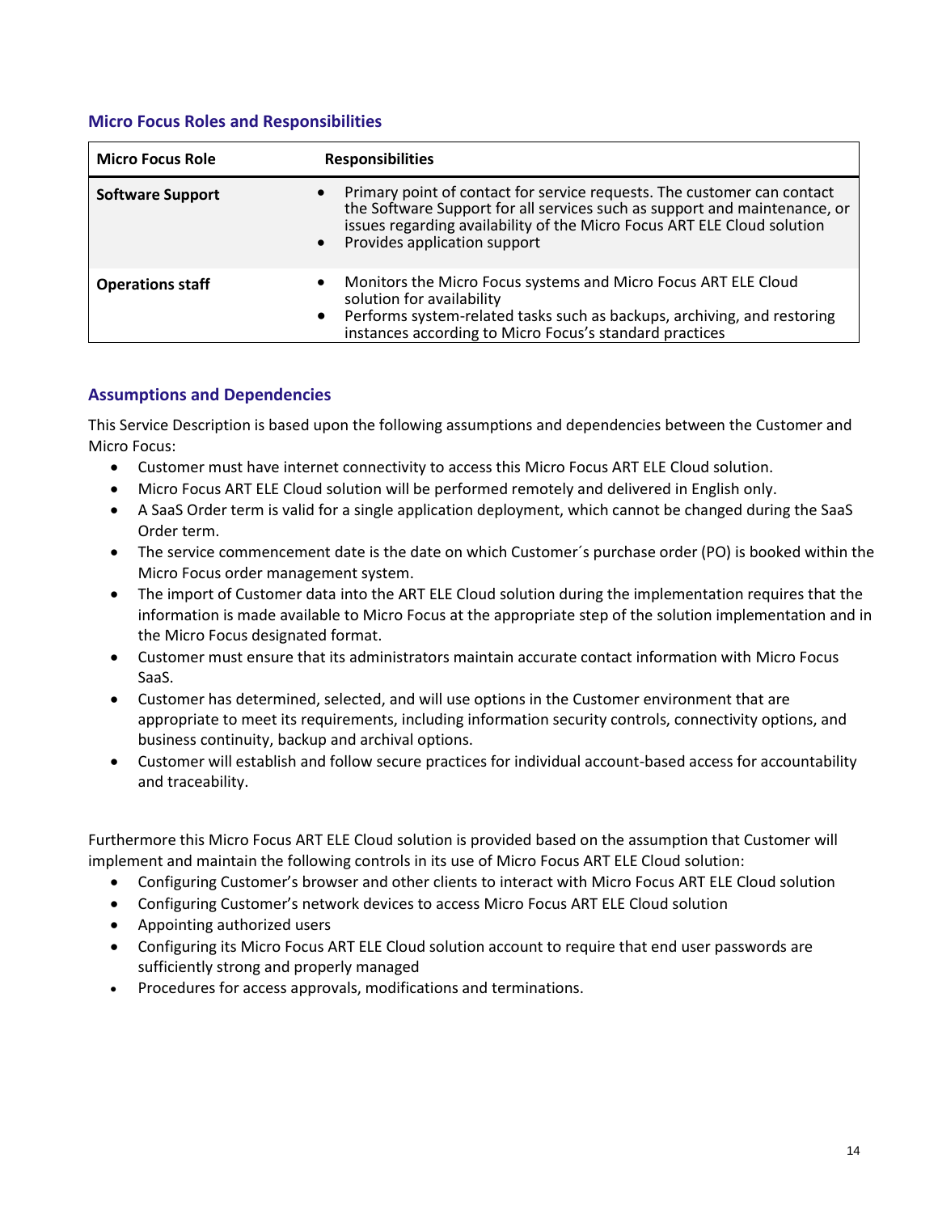### Micro Focus Roles and Responsibilities

| Micro Focus Role | Responsibilities |
|---|---|
| **Software Support** | • Primary point of contact for service requests. The customer can contact the Software Support for all services such as support and maintenance, or issues regarding availability of the Micro Focus ART ELE Cloud solution<br>• Provides application support |
| **Operations staff** | • Monitors the Micro Focus systems and Micro Focus ART ELE Cloud solution for availability<br>• Performs system-related tasks such as backups, archiving, and restoring instances according to Micro Focus's standard practices |

### Assumptions and Dependencies

This Service Description is based upon the following assumptions and dependencies between the Customer and Micro Focus:

- Customer must have internet connectivity to access this Micro Focus ART ELE Cloud solution.
- Micro Focus ART ELE Cloud solution will be performed remotely and delivered in English only.
- A SaaS Order term is valid for a single application deployment, which cannot be changed during the SaaS Order term.
- The service commencement date is the date on which Customer´s purchase order (PO) is booked within the Micro Focus order management system.
- The import of Customer data into the ART ELE Cloud solution during the implementation requires that the information is made available to Micro Focus at the appropriate step of the solution implementation and in the Micro Focus designated format.
- Customer must ensure that its administrators maintain accurate contact information with Micro Focus SaaS.
- Customer has determined, selected, and will use options in the Customer environment that are appropriate to meet its requirements, including information security controls, connectivity options, and business continuity, backup and archival options.
- Customer will establish and follow secure practices for individual account-based access for accountability and traceability.

Furthermore this Micro Focus ART ELE Cloud solution is provided based on the assumption that Customer will implement and maintain the following controls in its use of Micro Focus ART ELE Cloud solution:

- Configuring Customer's browser and other clients to interact with Micro Focus ART ELE Cloud solution
- Configuring Customer's network devices to access Micro Focus ART ELE Cloud solution
- Appointing authorized users
- Configuring its Micro Focus ART ELE Cloud solution account to require that end user passwords are sufficiently strong and properly managed
- Procedures for access approvals, modifications and terminations.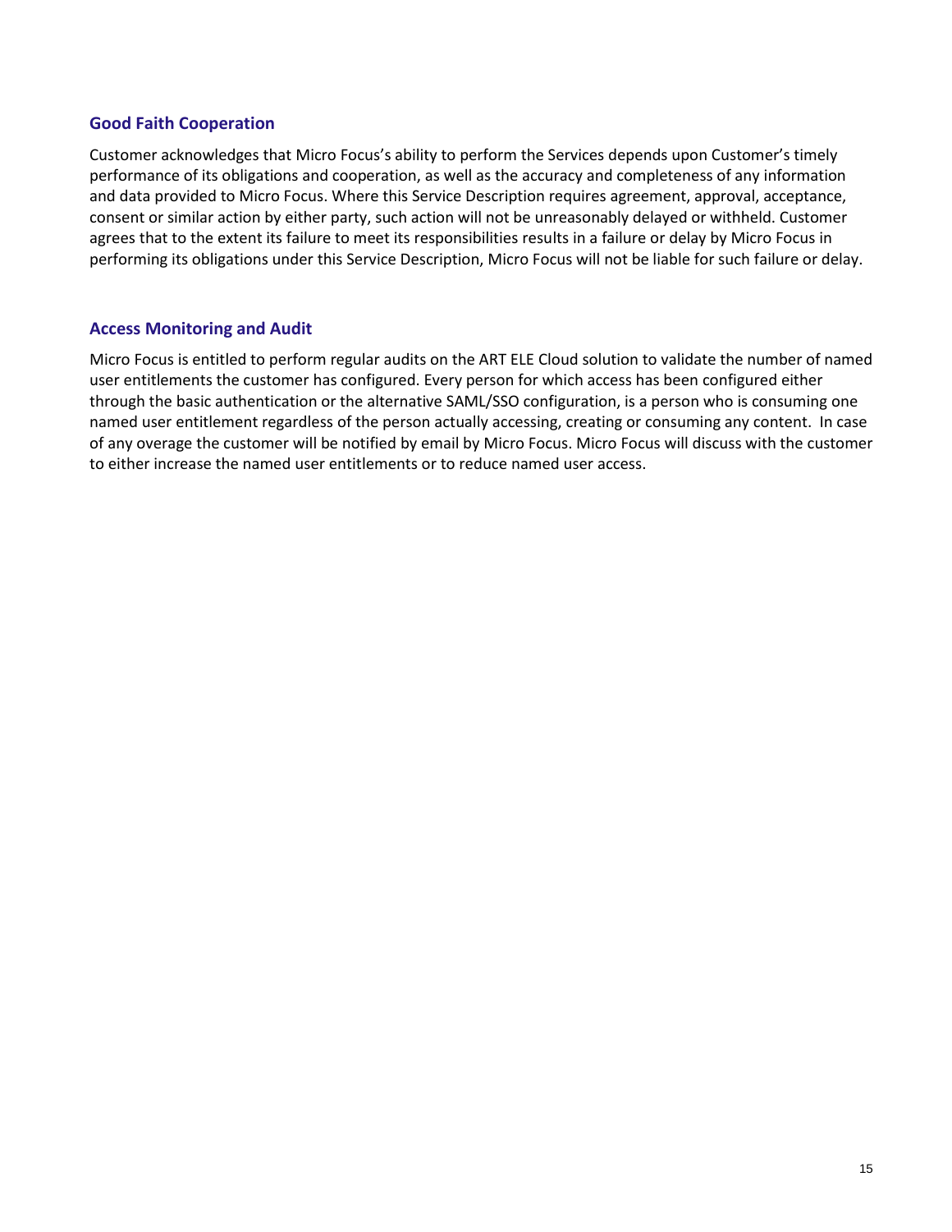## Good Faith Cooperation

Customer acknowledges that Micro Focus's ability to perform the Services depends upon Customer's timely performance of its obligations and cooperation, as well as the accuracy and completeness of any information and data provided to Micro Focus. Where this Service Description requires agreement, approval, acceptance, consent or similar action by either party, such action will not be unreasonably delayed or withheld. Customer agrees that to the extent its failure to meet its responsibilities results in a failure or delay by Micro Focus in performing its obligations under this Service Description, Micro Focus will not be liable for such failure or delay.

## Access Monitoring and Audit

Micro Focus is entitled to perform regular audits on the ART ELE Cloud solution to validate the number of named user entitlements the customer has configured. Every person for which access has been configured either through the basic authentication or the alternative SAML/SSO configuration, is a person who is consuming one named user entitlement regardless of the person actually accessing, creating or consuming any content. In case of any overage the customer will be notified by email by Micro Focus. Micro Focus will discuss with the customer to either increase the named user entitlements or to reduce named user access.